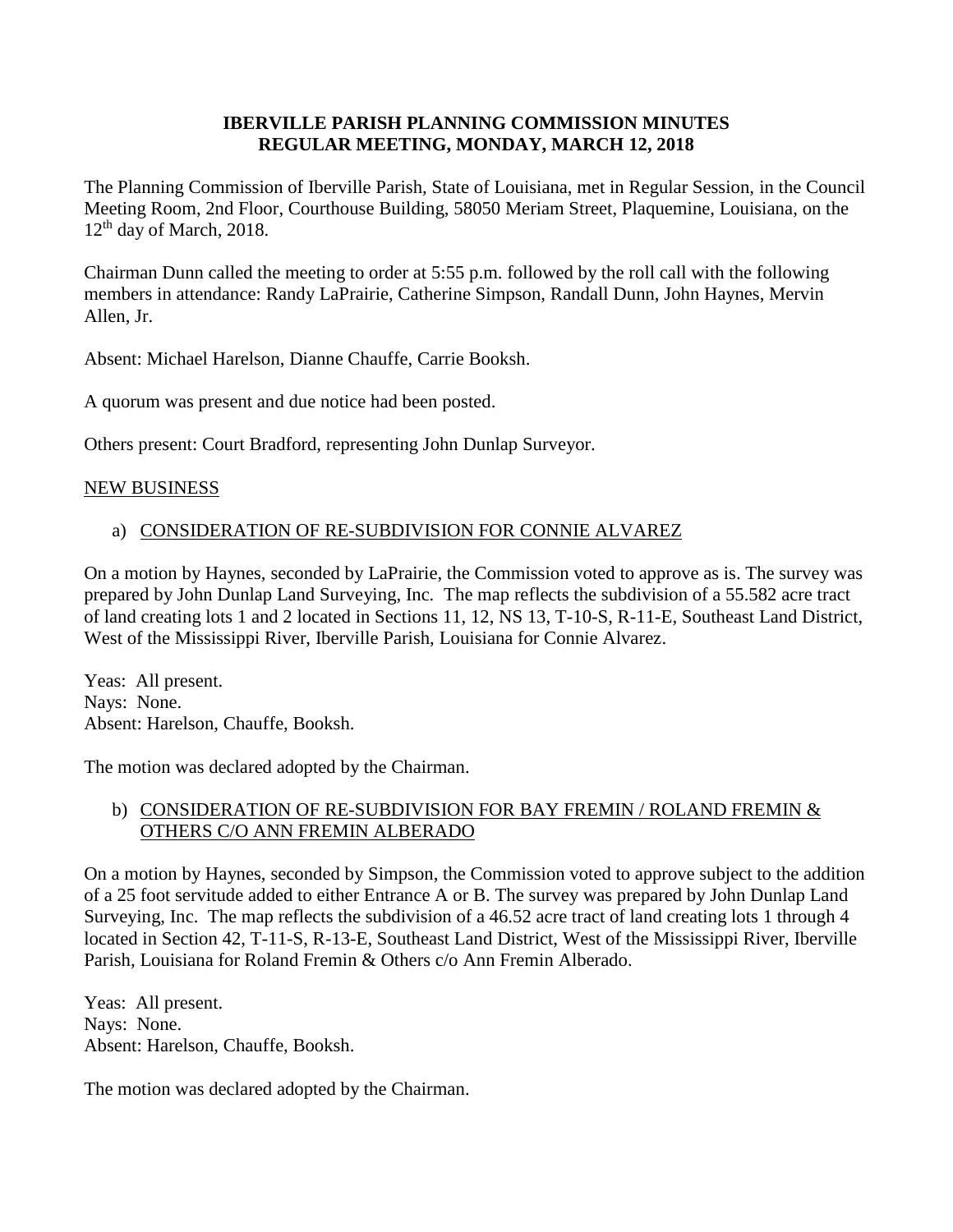**IBERVILLE PARISH PLANNING COMMISSION MINUTES**
**REGULAR MEETING, MONDAY, MARCH 12, 2018**

The Planning Commission of Iberville Parish, State of Louisiana, met in Regular Session, in the Council Meeting Room, 2nd Floor, Courthouse Building, 58050 Meriam Street, Plaquemine, Louisiana, on the 12th day of March, 2018.

Chairman Dunn called the meeting to order at 5:55 p.m. followed by the roll call with the following members in attendance: Randy LaPrairie, Catherine Simpson, Randall Dunn, John Haynes, Mervin Allen, Jr.

Absent: Michael Harelson, Dianne Chauffe, Carrie Booksh.

A quorum was present and due notice had been posted.

Others present: Court Bradford, representing John Dunlap Surveyor.

NEW BUSINESS

a) CONSIDERATION OF RE-SUBDIVISION FOR CONNIE ALVAREZ

On a motion by Haynes, seconded by LaPrairie, the Commission voted to approve as is. The survey was prepared by John Dunlap Land Surveying, Inc. The map reflects the subdivision of a 55.582 acre tract of land creating lots 1 and 2 located in Sections 11, 12, NS 13, T-10-S, R-11-E, Southeast Land District, West of the Mississippi River, Iberville Parish, Louisiana for Connie Alvarez.

Yeas: All present.
Nays: None.
Absent: Harelson, Chauffe, Booksh.

The motion was declared adopted by the Chairman.

b) CONSIDERATION OF RE-SUBDIVISION FOR BAY FREMIN / ROLAND FREMIN & OTHERS C/O ANN FREMIN ALBERADO

On a motion by Haynes, seconded by Simpson, the Commission voted to approve subject to the addition of a 25 foot servitude added to either Entrance A or B. The survey was prepared by John Dunlap Land Surveying, Inc. The map reflects the subdivision of a 46.52 acre tract of land creating lots 1 through 4 located in Section 42, T-11-S, R-13-E, Southeast Land District, West of the Mississippi River, Iberville Parish, Louisiana for Roland Fremin & Others c/o Ann Fremin Alberado.

Yeas: All present.
Nays: None.
Absent: Harelson, Chauffe, Booksh.

The motion was declared adopted by the Chairman.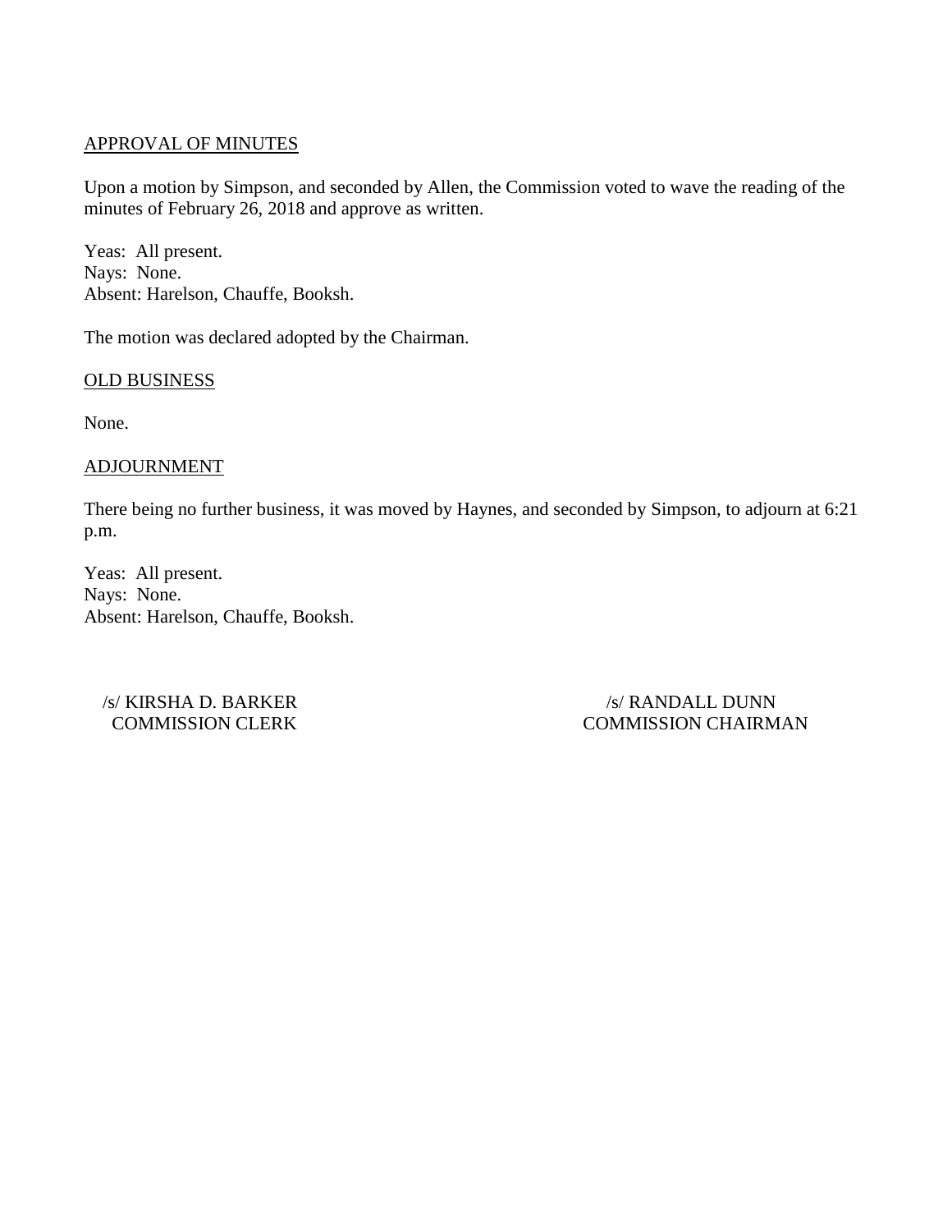APPROVAL OF MINUTES

Upon a motion by Simpson, and seconded by Allen, the Commission voted to wave the reading of the minutes of February 26, 2018 and approve as written.

Yeas: All present.
Nays: None.
Absent: Harelson, Chauffe, Booksh.

The motion was declared adopted by the Chairman.

OLD BUSINESS

None.

ADJOURNMENT

There being no further business, it was moved by Haynes, and seconded by Simpson, to adjourn at 6:21 p.m.

Yeas: All present.
Nays: None.
Absent: Harelson, Chauffe, Booksh.

/s/ KIRSHA D. BARKER
COMMISSION CLERK

/s/ RANDALL DUNN
COMMISSION CHAIRMAN